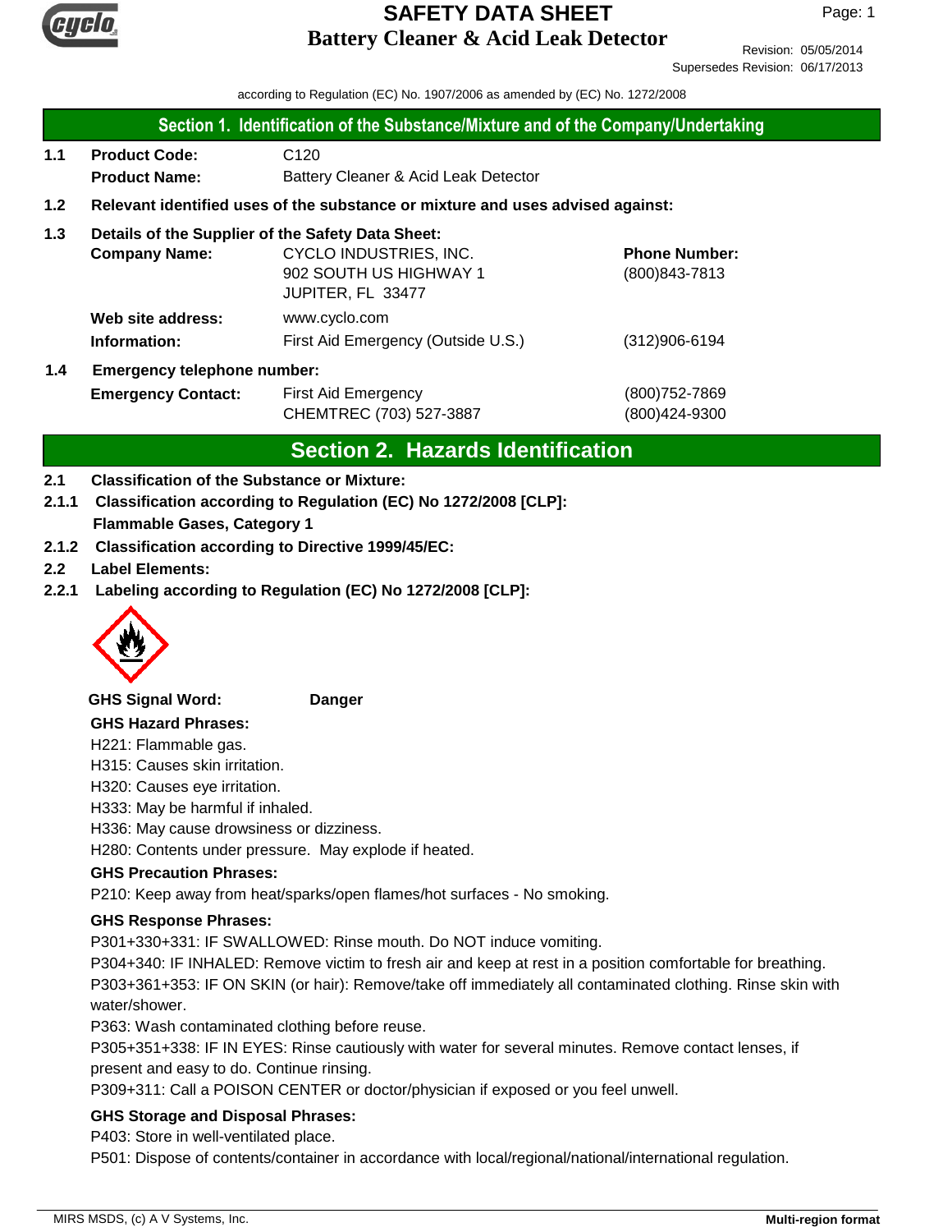# SAFETY DATA SHEET
## Battery Cleaner & Acid Leak Detector

Revision: 05/05/2014
Supersedes Revision: 06/17/2013

according to Regulation (EC) No. 1907/2006 as amended by (EC) No. 1272/2008

## Section 1. Identification of the Substance/Mixture and of the Company/Undertaking

**1.1 Product Code:** C120
**Product Name:** Battery Cleaner & Acid Leak Detector

**1.2 Relevant identified uses of the substance or mixture and uses advised against:**

**1.3 Details of the Supplier of the Safety Data Sheet:**

**Company Name:** CYCLO INDUSTRIES, INC.
902 SOUTH US HIGHWAY 1
JUPITER, FL 33477

**Phone Number:** (800)843-7813

**Web site address:** www.cyclo.com

**Information:** First Aid Emergency (Outside U.S.) (312)906-6194

**1.4 Emergency telephone number:**

**Emergency Contact:** First Aid Emergency (800)752-7869
CHEMTREC (703) 527-3887 (800)424-9300

## Section 2. Hazards Identification

**2.1 Classification of the Substance or Mixture:**

**2.1.1 Classification according to Regulation (EC) No 1272/2008 [CLP]:**
**Flammable Gases, Category 1**

**2.1.2 Classification according to Directive 1999/45/EC:**

**2.2 Label Elements:**

**2.2.1 Labeling according to Regulation (EC) No 1272/2008 [CLP]:**

**GHS Signal Word:** **Danger**

**GHS Hazard Phrases:**

H221: Flammable gas.
H315: Causes skin irritation.
H320: Causes eye irritation.
H333: May be harmful if inhaled.
H336: May cause drowsiness or dizziness.
H280: Contents under pressure. May explode if heated.

**GHS Precaution Phrases:**

P210: Keep away from heat/sparks/open flames/hot surfaces - No smoking.

**GHS Response Phrases:**

P301+330+331: IF SWALLOWED: Rinse mouth. Do NOT induce vomiting.
P304+340: IF INHALED: Remove victim to fresh air and keep at rest in a position comfortable for breathing.
P303+361+353: IF ON SKIN (or hair): Remove/take off immediately all contaminated clothing. Rinse skin with water/shower.
P363: Wash contaminated clothing before reuse.
P305+351+338: IF IN EYES: Rinse cautiously with water for several minutes. Remove contact lenses, if present and easy to do. Continue rinsing.
P309+311: Call a POISON CENTER or doctor/physician if exposed or you feel unwell.

**GHS Storage and Disposal Phrases:**

P403: Store in well-ventilated place.
P501: Dispose of contents/container in accordance with local/regional/national/international regulation.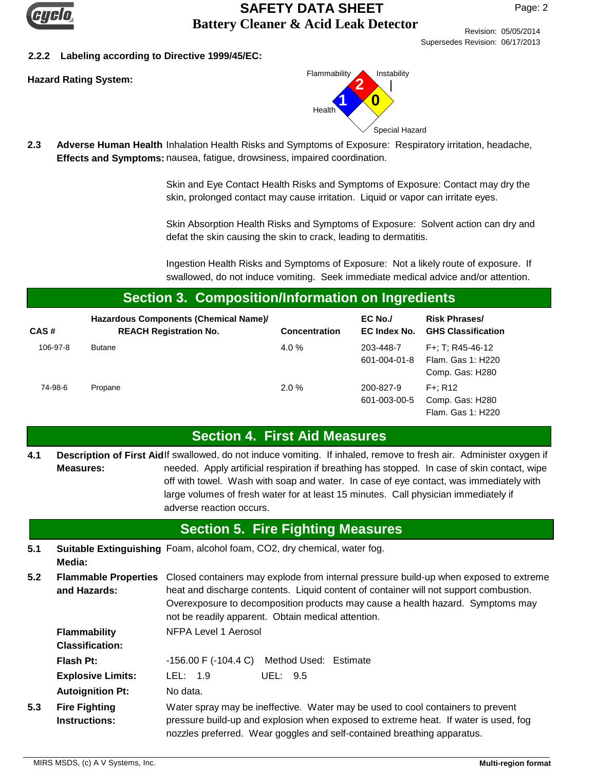**2.2.2 Labeling according to Directive 1999/45/EC:**

**Hazard Rating System:**

Flammability: 2
Health: 1
Instability: 0
Special Hazard:

**2.3 Adverse Human Health Effects and Symptoms:** Inhalation Health Risks and Symptoms of Exposure: Respiratory irritation, headache, nausea, fatigue, drowsiness, impaired coordination.

Skin and Eye Contact Health Risks and Symptoms of Exposure: Contact may dry the skin, prolonged contact may cause irritation. Liquid or vapor can irritate eyes.

Skin Absorption Health Risks and Symptoms of Exposure: Solvent action can dry and defat the skin causing the skin to crack, leading to dermatitis.

Ingestion Health Risks and Symptoms of Exposure: Not a likely route of exposure. If swallowed, do not induce vomiting. Seek immediate medical advice and/or attention.

## Section 3. Composition/Information on Ingredients

| CAS # | Hazardous Components (Chemical Name)/ REACH Registration No. | Concentration | EC No./ EC Index No. | Risk Phrases/ GHS Classification |
|---|---|---|---|---|
| 106-97-8 | Butane | 4.0 % | 203-448-7 601-004-01-8 | F+; T; R45-46-12 Flam. Gas 1: H220 Comp. Gas: H280 |
| 74-98-6 | Propane | 2.0 % | 200-827-9 601-003-00-5 | F+; R12 Comp. Gas: H280 Flam. Gas 1: H220 |

## Section 4. First Aid Measures

**4.1 Description of First Aid Measures:** If swallowed, do not induce vomiting. If inhaled, remove to fresh air. Administer oxygen if needed. Apply artificial respiration if breathing has stopped. In case of skin contact, wipe off with towel. Wash with soap and water. In case of eye contact, was immediately with large volumes of fresh water for at least 15 minutes. Call physician immediately if adverse reaction occurs.

## Section 5. Fire Fighting Measures

**5.1 Suitable Extinguishing Media:** Foam, alcohol foam, CO2, dry chemical, water fog.

**5.2 Flammable Properties and Hazards:** Closed containers may explode from internal pressure build-up when exposed to extreme heat and discharge contents. Liquid content of container will not support combustion. Overexposure to decomposition products may cause a health hazard. Symptoms may not be readily apparent. Obtain medical attention.

**Flammability Classification:** NFPA Level 1 Aerosol

**Flash Pt:** -156.00 F (-104.4 C) Method Used: Estimate

**Explosive Limits:** LEL: 1.9 UEL: 9.5

**Autoignition Pt:** No data.

**5.3 Fire Fighting Instructions:** Water spray may be ineffective. Water may be used to cool containers to prevent pressure build-up and explosion when exposed to extreme heat. If water is used, fog nozzles preferred. Wear goggles and self-contained breathing apparatus.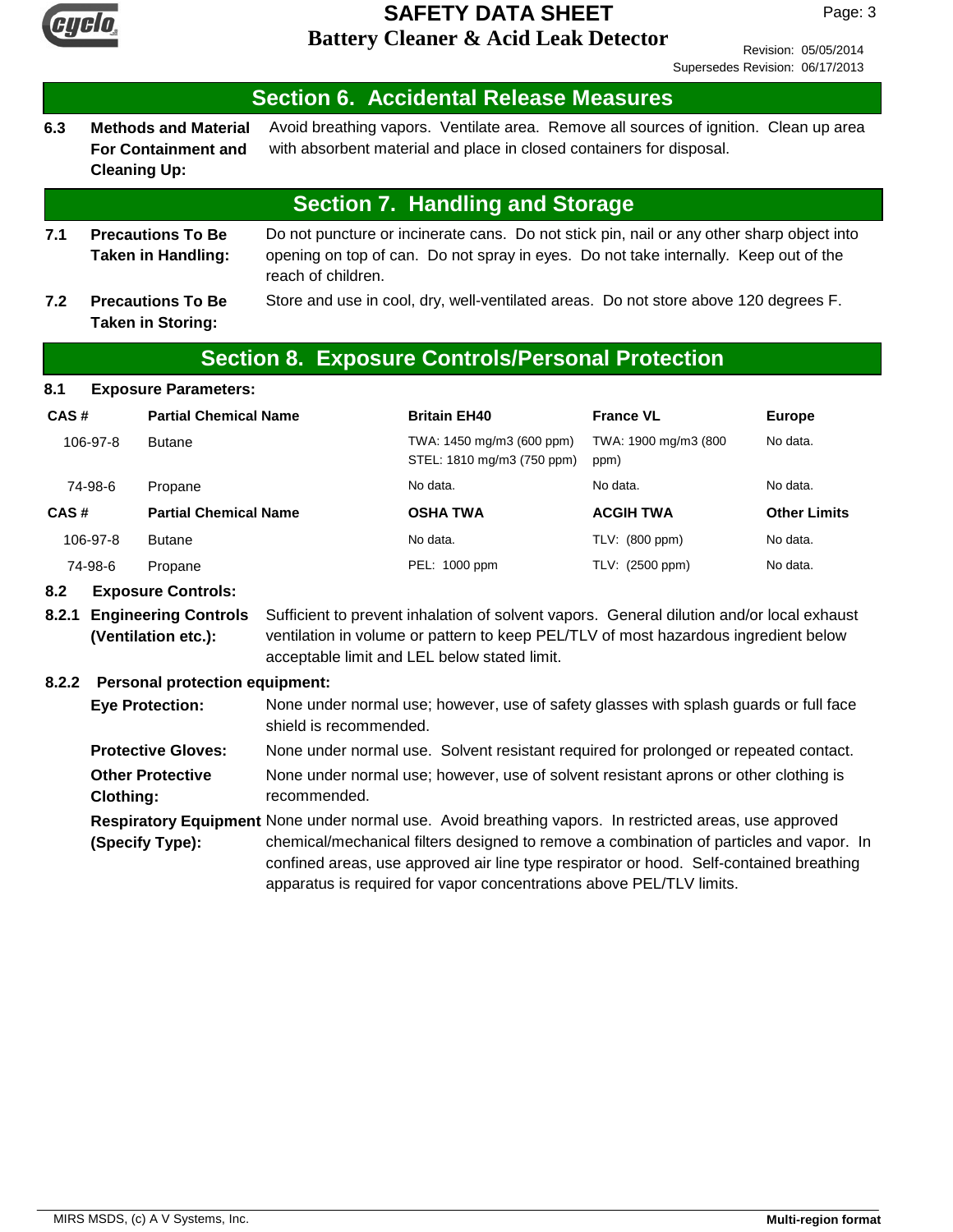## Section 6. Accidental Release Measures

**6.3 Methods and Material For Containment and Cleaning Up:** Avoid breathing vapors. Ventilate area. Remove all sources of ignition. Clean up area with absorbent material and place in closed containers for disposal.

## Section 7. Handling and Storage

**7.1 Precautions To Be Taken in Handling:** Do not puncture or incinerate cans. Do not stick pin, nail or any other sharp object into opening on top of can. Do not spray in eyes. Do not take internally. Keep out of the reach of children.

**7.2 Precautions To Be Taken in Storing:** Store and use in cool, dry, well-ventilated areas. Do not store above 120 degrees F.

## Section 8. Exposure Controls/Personal Protection

**8.1 Exposure Parameters:**

| CAS # | Partial Chemical Name | Britain EH40 | France VL | Europe |
|---|---|---|---|---|
| 106-97-8 | Butane | TWA: 1450 mg/m3 (600 ppm) STEL: 1810 mg/m3 (750 ppm) | TWA: 1900 mg/m3 (800 ppm) | No data. |
| 74-98-6 | Propane | No data. | No data. | No data. |

| CAS # | Partial Chemical Name | OSHA TWA | ACGIH TWA | Other Limits |
|---|---|---|---|---|
| 106-97-8 | Butane | No data. | TLV: (800 ppm) | No data. |
| 74-98-6 | Propane | PEL: 1000 ppm | TLV: (2500 ppm) | No data. |

**8.2 Exposure Controls:**

**8.2.1 Engineering Controls (Ventilation etc.):** Sufficient to prevent inhalation of solvent vapors. General dilution and/or local exhaust ventilation in volume or pattern to keep PEL/TLV of most hazardous ingredient below acceptable limit and LEL below stated limit.

**8.2.2 Personal protection equipment:**

**Eye Protection:** None under normal use; however, use of safety glasses with splash guards or full face shield is recommended.

**Protective Gloves:** None under normal use. Solvent resistant required for prolonged or repeated contact.

**Other Protective Clothing:** None under normal use; however, use of solvent resistant aprons or other clothing is recommended.

**Respiratory Equipment (Specify Type):** None under normal use. Avoid breathing vapors. In restricted areas, use approved chemical/mechanical filters designed to remove a combination of particles and vapor. In confined areas, use approved air line type respirator or hood. Self-contained breathing apparatus is required for vapor concentrations above PEL/TLV limits.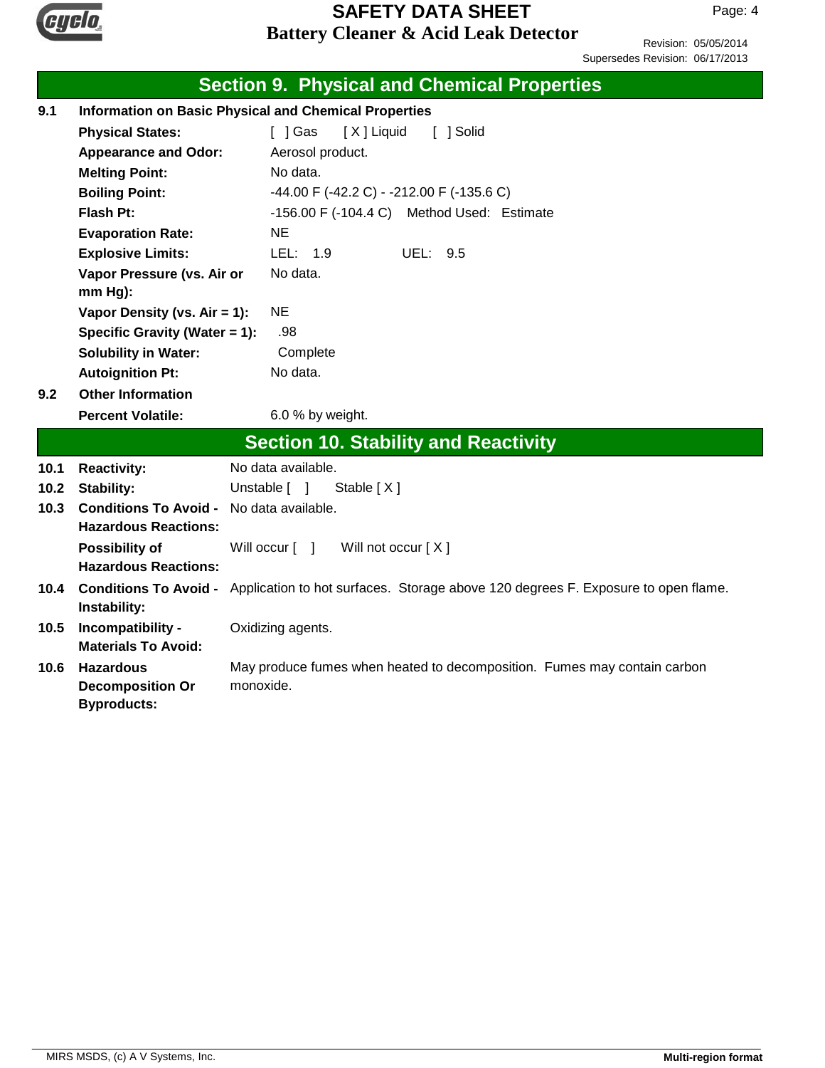## Section 9. Physical and Chemical Properties

**9.1 Information on Basic Physical and Chemical Properties**

| | |
|---|---|
| **Physical States:** | [ ] Gas [ X ] Liquid [ ] Solid |
| **Appearance and Odor:** | Aerosol product. |
| **Melting Point:** | No data. |
| **Boiling Point:** | -44.00 F (-42.2 C) - -212.00 F (-135.6 C) |
| **Flash Pt:** | -156.00 F (-104.4 C) Method Used: Estimate |
| **Evaporation Rate:** | NE |
| **Explosive Limits:** | LEL: 1.9 UEL: 9.5 |
| **Vapor Pressure (vs. Air or mm Hg):** | No data. |
| **Vapor Density (vs. Air = 1):** | NE |
| **Specific Gravity (Water = 1):** | .98 |
| **Solubility in Water:** | Complete |
| **Autoignition Pt:** | No data. |

**9.2 Other Information**

| | |
|---|---|
| **Percent Volatile:** | 6.0 % by weight. |

## Section 10. Stability and Reactivity

| | | |
|---|---|---|
| **10.1** | **Reactivity:** | No data available. |
| **10.2** | **Stability:** | Unstable [ ] Stable [ X ] |
| **10.3** | **Conditions To Avoid - Hazardous Reactions:** | No data available. |
| | **Possibility of Hazardous Reactions:** | Will occur [ ] Will not occur [ X ] |
| **10.4** | **Conditions To Avoid - Instability:** | Application to hot surfaces. Storage above 120 degrees F. Exposure to open flame. |
| **10.5** | **Incompatibility - Materials To Avoid:** | Oxidizing agents. |
| **10.6** | **Hazardous Decomposition Or Byproducts:** | May produce fumes when heated to decomposition. Fumes may contain carbon monoxide. |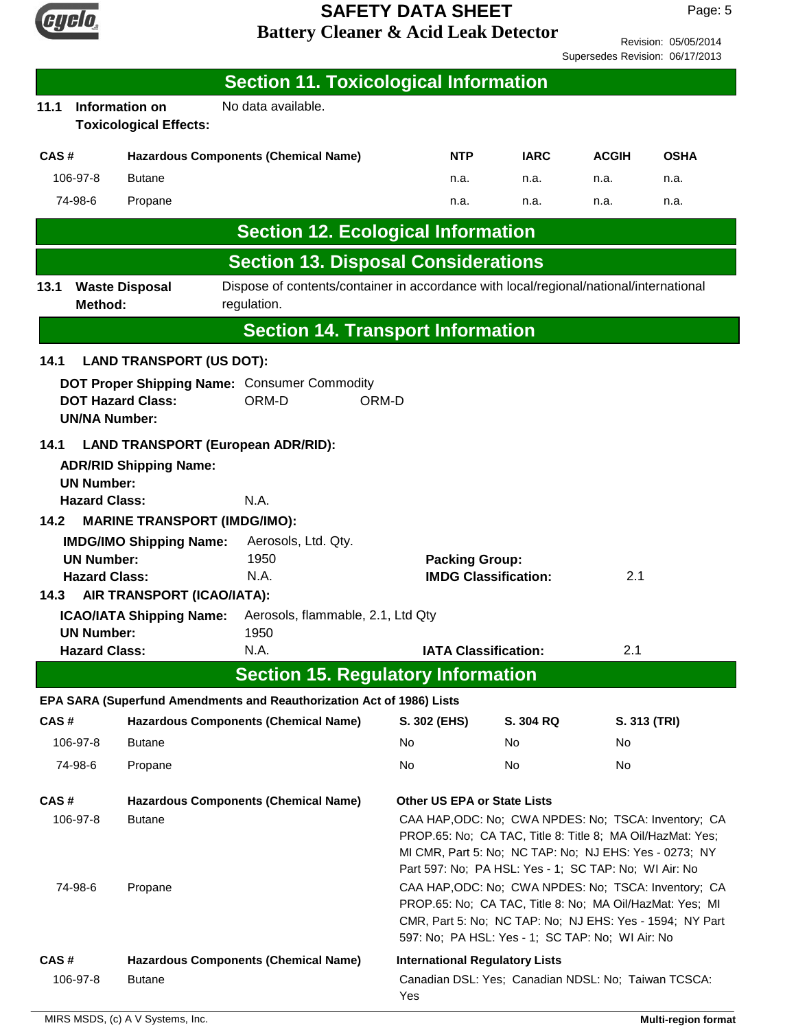## Section 11. Toxicological Information

**11.1 Information on Toxicological Effects:** No data available.

| CAS # | Hazardous Components (Chemical Name) | NTP | IARC | ACGIH | OSHA |
|---|---|---|---|---|---|
| 106-97-8 | Butane | n.a. | n.a. | n.a. | n.a. |
| 74-98-6 | Propane | n.a. | n.a. | n.a. | n.a. |

## Section 12. Ecological Information

## Section 13. Disposal Considerations

**13.1 Waste Disposal Method:** Dispose of contents/container in accordance with local/regional/national/international regulation.

## Section 14. Transport Information

**14.1 LAND TRANSPORT (US DOT):**

**DOT Proper Shipping Name:** Consumer Commodity
**DOT Hazard Class:** ORM-D ORM-D
**UN/NA Number:**

**14.1 LAND TRANSPORT (European ADR/RID):**

**ADR/RID Shipping Name:**
**UN Number:**
**Hazard Class:** N.A.

**14.2 MARINE TRANSPORT (IMDG/IMO):**

**IMDG/IMO Shipping Name:** Aerosols, Ltd. Qty.
**UN Number:** 1950
**Packing Group:**
**Hazard Class:** N.A.
**IMDG Classification:** 2.1

**14.3 AIR TRANSPORT (ICAO/IATA):**

**ICAO/IATA Shipping Name:** Aerosols, flammable, 2.1, Ltd Qty
**UN Number:** 1950
**Hazard Class:** N.A.
**IATA Classification:** 2.1

## Section 15. Regulatory Information

**EPA SARA (Superfund Amendments and Reauthorization Act of 1986) Lists**

| CAS # | Hazardous Components (Chemical Name) | S. 302 (EHS) | S. 304 RQ | S. 313 (TRI) |
|---|---|---|---|---|
| 106-97-8 | Butane | No | No | No |
| 74-98-6 | Propane | No | No | No |

| CAS # | Hazardous Components (Chemical Name) | Other US EPA or State Lists |
|---|---|---|
| 106-97-8 | Butane | CAA HAP,ODC: No; CWA NPDES: No; TSCA: Inventory; CA PROP.65: No; CA TAC, Title 8: Title 8; MA Oil/HazMat: Yes; MI CMR, Part 5: No; NC TAP: No; NJ EHS: Yes - 0273; NY Part 597: No; PA HSL: Yes - 1; SC TAP: No; WI Air: No |
| 74-98-6 | Propane | CAA HAP,ODC: No; CWA NPDES: No; TSCA: Inventory; CA PROP.65: No; CA TAC, Title 8: No; MA Oil/HazMat: Yes; MI CMR, Part 5: No; NC TAP: No; NJ EHS: Yes - 1594; NY Part 597: No; PA HSL: Yes - 1; SC TAP: No; WI Air: No |

| CAS # | Hazardous Components (Chemical Name) | International Regulatory Lists |
|---|---|---|
| 106-97-8 | Butane | Canadian DSL: Yes; Canadian NDSL: No; Taiwan TCSCA: Yes |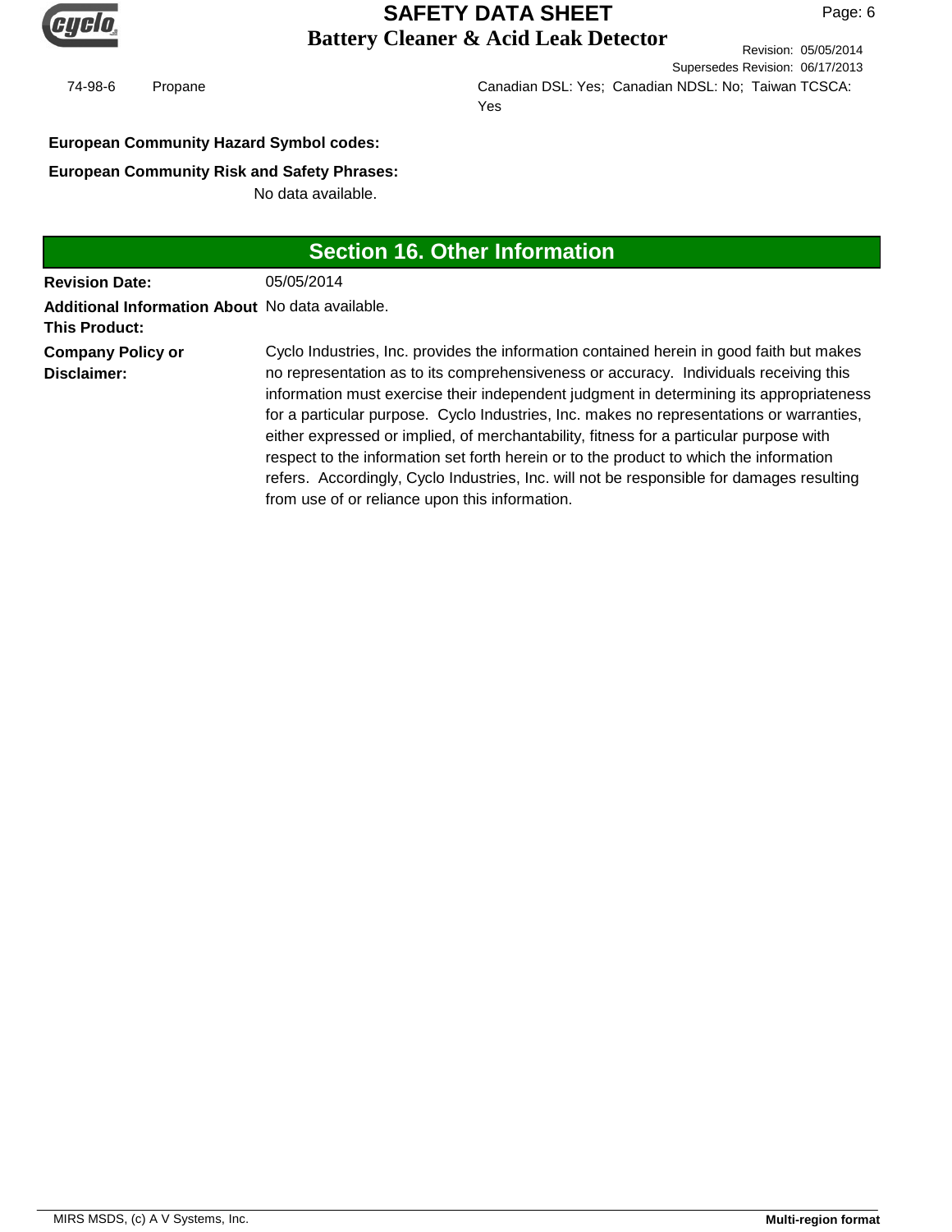| | | |
|---|---|---|
| 74-98-6 | Propane | Canadian DSL: Yes; Canadian NDSL: No; Taiwan TCSCA: Yes |

**European Community Hazard Symbol codes:**

**European Community Risk and Safety Phrases:**

No data available.

## Section 16. Other Information

**Revision Date:** 05/05/2014

**Additional Information About This Product:** No data available.

**Company Policy or Disclaimer:** Cyclo Industries, Inc. provides the information contained herein in good faith but makes no representation as to its comprehensiveness or accuracy. Individuals receiving this information must exercise their independent judgment in determining its appropriateness for a particular purpose. Cyclo Industries, Inc. makes no representations or warranties, either expressed or implied, of merchantability, fitness for a particular purpose with respect to the information set forth herein or to the product to which the information refers. Accordingly, Cyclo Industries, Inc. will not be responsible for damages resulting from use of or reliance upon this information.